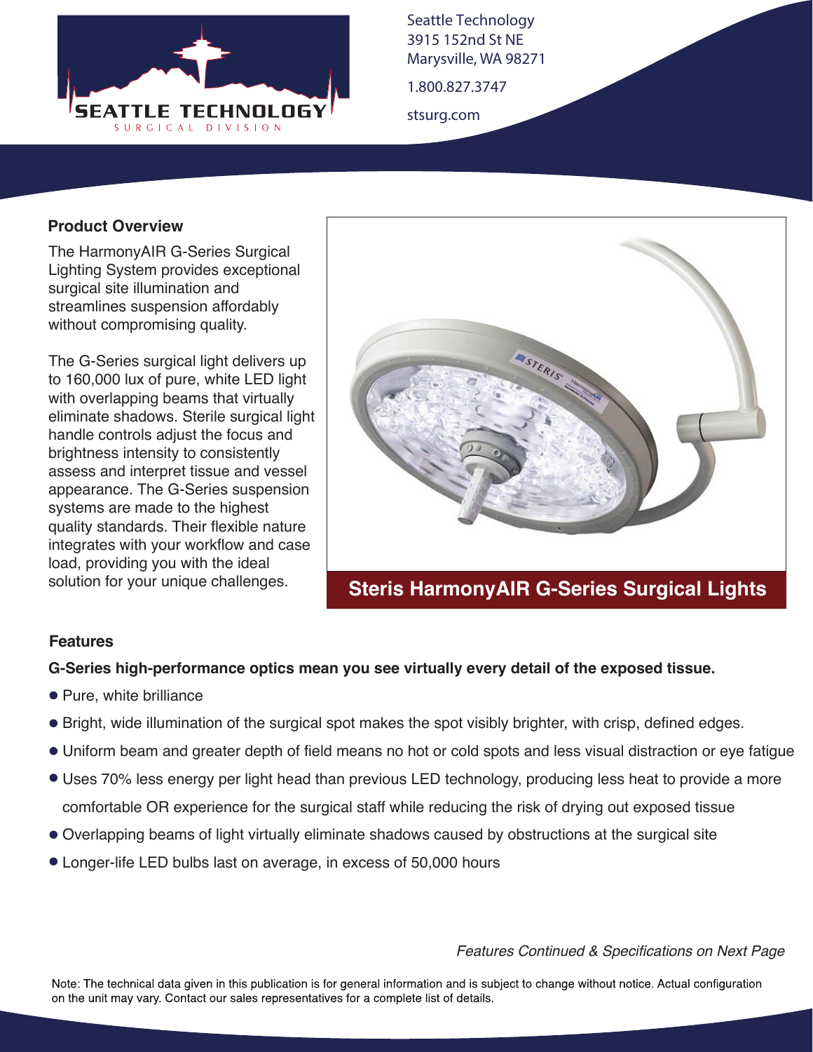SEATTLE TECHNOLOGY
SURGICAL DIVISION

Seattle Technology
3915 152nd St NE
Marysville, WA 98271

1.800.827.3747

stsurg.com

## Product Overview

The HarmonyAIR G-Series Surgical Lighting System provides exceptional surgical site illumination and streamlines suspension affordably without compromising quality.

The G-Series surgical light delivers up to 160,000 lux of pure, white LED light with overlapping beams that virtually eliminate shadows. Sterile surgical light handle controls adjust the focus and brightness intensity to consistently assess and interpret tissue and vessel appearance. The G-Series suspension systems are made to the highest quality standards. Their flexible nature integrates with your workflow and case load, providing you with the ideal solution for your unique challenges.

**Steris HarmonyAIR G-Series Surgical Lights**

## Features

**G-Series high-performance optics mean you see virtually every detail of the exposed tissue.**

- Pure, white brilliance
- Bright, wide illumination of the surgical spot makes the spot visibly brighter, with crisp, defined edges.
- Uniform beam and greater depth of field means no hot or cold spots and less visual distraction or eye fatigue
- Uses 70% less energy per light head than previous LED technology, producing less heat to provide a more comfortable OR experience for the surgical staff while reducing the risk of drying out exposed tissue
- Overlapping beams of light virtually eliminate shadows caused by obstructions at the surgical site
- Longer-life LED bulbs last on average, in excess of 50,000 hours

*Features Continued & Specifications on Next Page*

Note: The technical data given in this publication is for general information and is subject to change without notice. Actual configuration on the unit may vary. Contact our sales representatives for a complete list of details.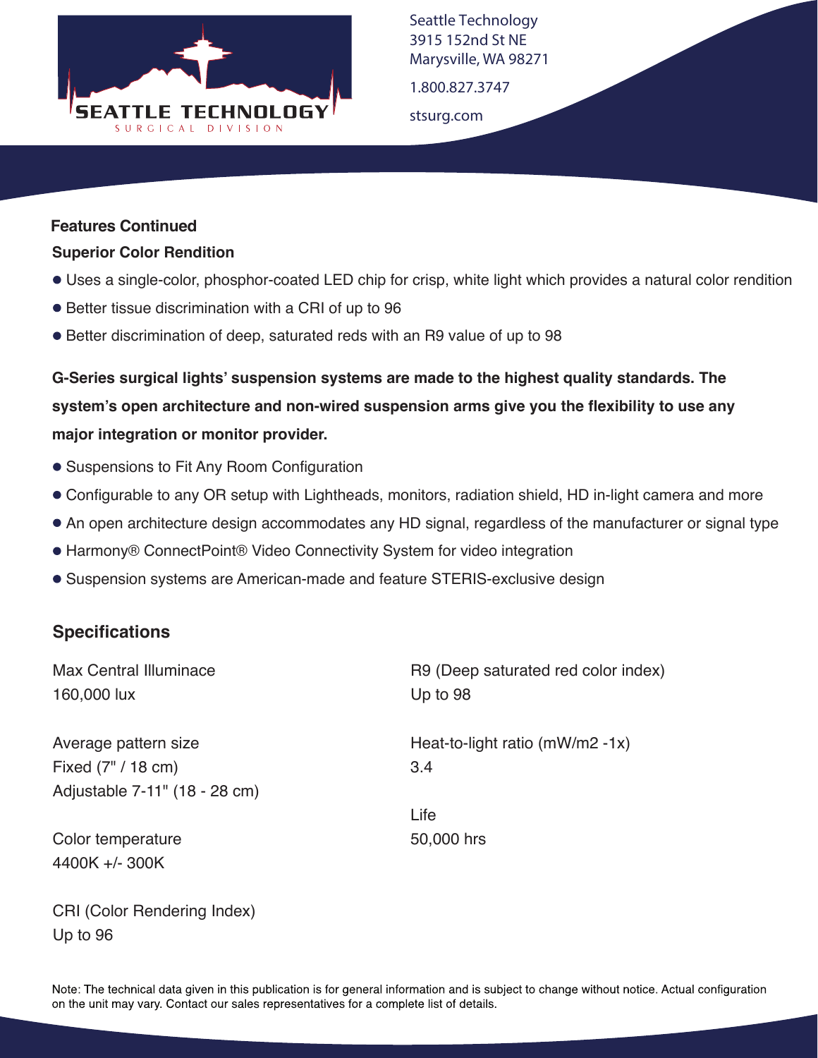Seattle Technology
3915 152nd St NE
Marysville, WA 98271

1.800.827.3747

stsurg.com

### Features Continued

#### Superior Color Rendition

- Uses a single-color, phosphor-coated LED chip for crisp, white light which provides a natural color rendition
- Better tissue discrimination with a CRI of up to 96
- Better discrimination of deep, saturated reds with an R9 value of up to 98

**G-Series surgical lights' suspension systems are made to the highest quality standards. The system's open architecture and non-wired suspension arms give you the flexibility to use any major integration or monitor provider.**

- Suspensions to Fit Any Room Configuration
- Configurable to any OR setup with Lightheads, monitors, radiation shield, HD in-light camera and more
- An open architecture design accommodates any HD signal, regardless of the manufacturer or signal type
- Harmony® ConnectPoint® Video Connectivity System for video integration
- Suspension systems are American-made and feature STERIS-exclusive design

## Specifications

Max Central Illuminace
160,000 lux

Average pattern size
Fixed (7" / 18 cm)
Adjustable 7-11" (18 - 28 cm)

Color temperature
4400K +/- 300K

CRI (Color Rendering Index)
Up to 96

R9 (Deep saturated red color index)
Up to 98

Heat-to-light ratio (mW/m2 -1x)
3.4

Life
50,000 hrs

Note: The technical data given in this publication is for general information and is subject to change without notice. Actual configuration on the unit may vary. Contact our sales representatives for a complete list of details.